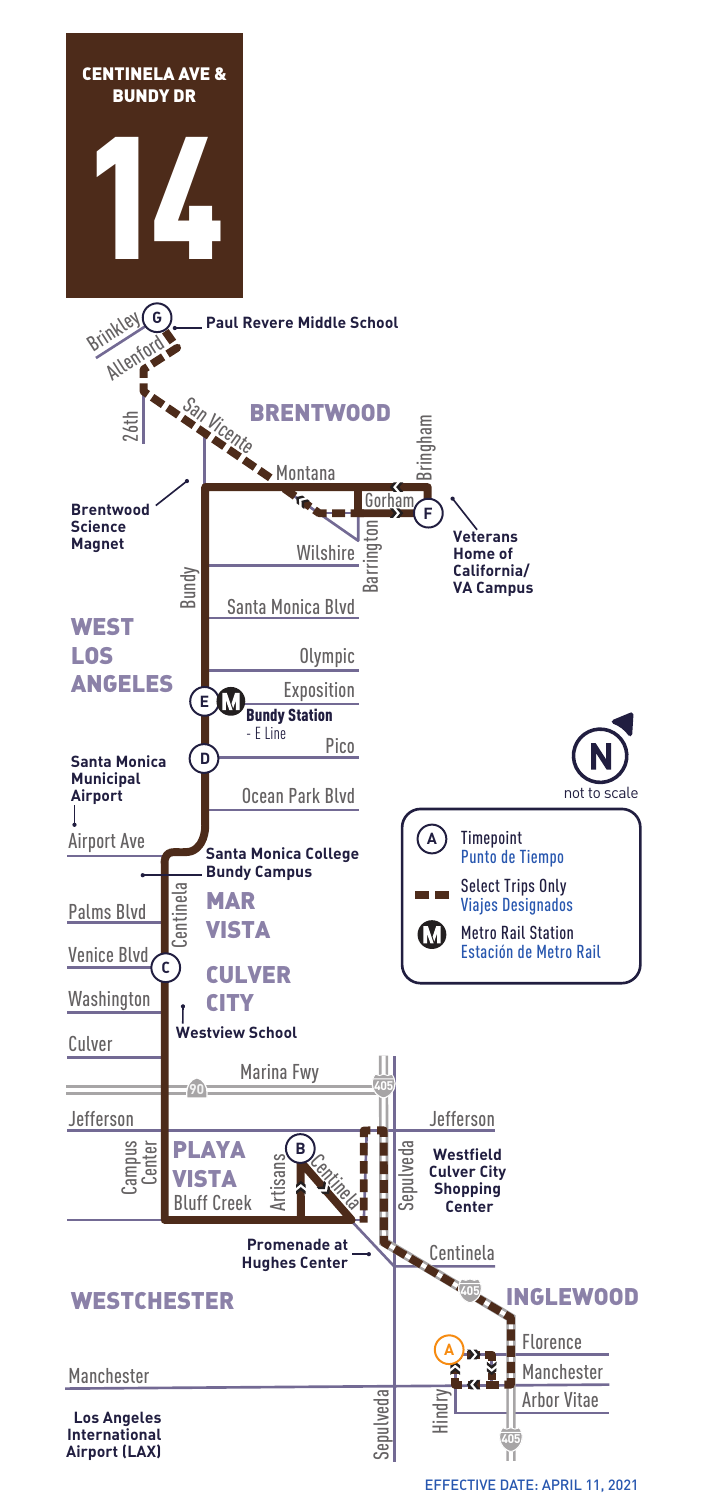# 14

## CENTINELA AVE & BUNDY DR

**Timepoints:**

- G — Brinkley / Allenford — Paul Revere Middle School
- F — Gorham / Bringham — Veterans Home of California/VA Campus
- E — Bundy / Exposition — Bundy Station - E Line (Metro Rail Station)
- D — Bundy / Pico
- C — Centinela / Venice Blvd
- B — Artisans / Centinela
- A — Hindry / Florence / Manchester

**Streets and places along the route:**

Brinkley, Allenford, 26th, San Vicente, BRENTWOOD, Montana, Gorham, Bringham, Barrington, Wilshire, Bundy, Santa Monica Blvd, Olympic, Exposition, Pico, Ocean Park Blvd, Airport Ave, Palms Blvd, Venice Blvd, Washington, Culver, Marina Fwy (90), 405, Jefferson, Campus Center, Bluff Creek, Artisans, Centinela, Sepulveda, Florence, Manchester, Arbor Vitae, Hindry

**Areas:** WEST LOS ANGELES, BRENTWOOD, MAR VISTA, CULVER CITY, PLAYA VISTA, WESTCHESTER, INGLEWOOD

**Landmarks:**

- Paul Revere Middle School
- Brentwood Science Magnet
- Veterans Home of California/VA Campus
- Bundy Station - E Line
- Santa Monica Municipal Airport
- Santa Monica College Bundy Campus
- Westview School
- Westfield Culver City Shopping Center
- Promenade at Hughes Center
- Los Angeles International Airport (LAX)

**Legend:**

- (A) Timepoint / Punto de Tiempo
- Select Trips Only / Viajes Designados
- (M) Metro Rail Station / Estación de Metro Rail

N — not to scale

EFFECTIVE DATE: APRIL 11, 2021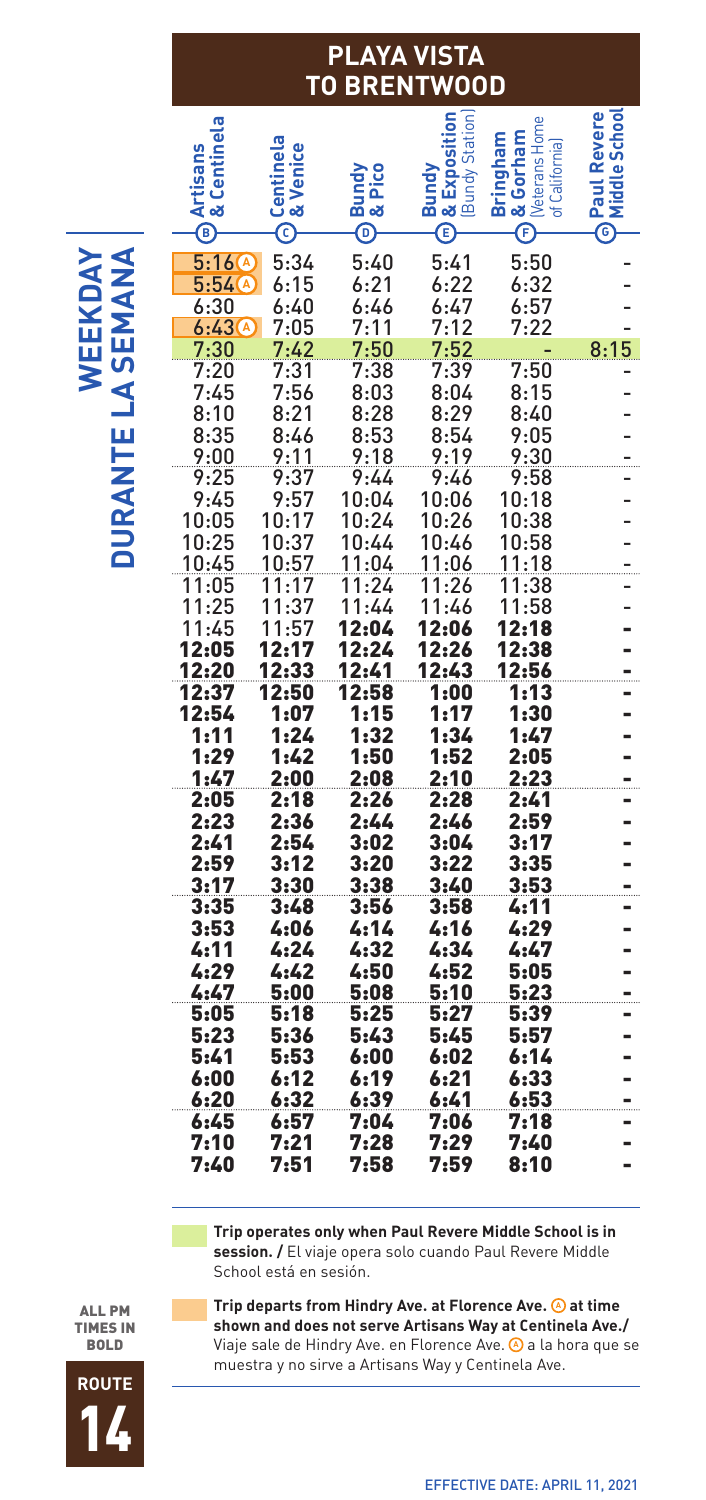# PLAYA VISTA TO BRENTWOOD

## WEEKDAY / DURANTE LA SEMANA

| Artisans & Centinela (B) | Centinela & Venice (C) | Bundy & Pico (D) | Bundy & Exposition [Bundy Station] (E) | Bringham & Gorham [Veterans Home of California] (F) | Paul Revere Middle School (G) |
|---|---|---|---|---|---|
| 5:16 (A) | 5:34 | 5:40 | 5:41 | 5:50 | - |
| 5:54 (A) | 6:15 | 6:21 | 6:22 | 6:32 | - |
| 6:30 | 6:40 | 6:46 | 6:47 | 6:57 | - |
| 6:43 (A) | 7:05 | 7:11 | 7:12 | 7:22 | - |
| 7:30 | 7:42 | 7:50 | 7:52 | - | 8:15 |
| 7:20 | 7:31 | 7:38 | 7:39 | 7:50 | - |
| 7:45 | 7:56 | 8:03 | 8:04 | 8:15 | - |
| 8:10 | 8:21 | 8:28 | 8:29 | 8:40 | - |
| 8:35 | 8:46 | 8:53 | 8:54 | 9:05 | - |
| 9:00 | 9:11 | 9:18 | 9:19 | 9:30 | - |
| 9:25 | 9:37 | 9:44 | 9:46 | 9:58 | - |
| 9:45 | 9:57 | 10:04 | 10:06 | 10:18 | - |
| 10:05 | 10:17 | 10:24 | 10:26 | 10:38 | - |
| 10:25 | 10:37 | 10:44 | 10:46 | 10:58 | - |
| 10:45 | 10:57 | 11:04 | 11:06 | 11:18 | - |
| 11:05 | 11:17 | 11:24 | 11:26 | 11:38 | - |
| 11:25 | 11:37 | 11:44 | 11:46 | 11:58 | - |
| 11:45 | 11:57 | **12:04** | **12:06** | **12:18** | - |
| **12:05** | **12:17** | **12:24** | **12:26** | **12:38** | - |
| **12:20** | **12:33** | **12:41** | **12:43** | **12:56** | - |
| **12:37** | **12:50** | **12:58** | **1:00** | **1:13** | - |
| **12:54** | **1:07** | **1:15** | **1:17** | **1:30** | - |
| **1:11** | **1:24** | **1:32** | **1:34** | **1:47** | - |
| **1:29** | **1:42** | **1:50** | **1:52** | **2:05** | - |
| **1:47** | **2:00** | **2:08** | **2:10** | **2:23** | - |
| **2:05** | **2:18** | **2:26** | **2:28** | **2:41** | - |
| **2:23** | **2:36** | **2:44** | **2:46** | **2:59** | - |
| **2:41** | **2:54** | **3:02** | **3:04** | **3:17** | - |
| **2:59** | **3:12** | **3:20** | **3:22** | **3:35** | - |
| **3:17** | **3:30** | **3:38** | **3:40** | **3:53** | - |
| **3:35** | **3:48** | **3:56** | **3:58** | **4:11** | - |
| **3:53** | **4:06** | **4:14** | **4:16** | **4:29** | - |
| **4:11** | **4:24** | **4:32** | **4:34** | **4:47** | - |
| **4:29** | **4:42** | **4:50** | **4:52** | **5:05** | - |
| **4:47** | **5:00** | **5:08** | **5:10** | **5:23** | - |
| **5:05** | **5:18** | **5:25** | **5:27** | **5:39** | - |
| **5:23** | **5:36** | **5:43** | **5:45** | **5:57** | - |
| **5:41** | **5:53** | **6:00** | **6:02** | **6:14** | - |
| **6:00** | **6:12** | **6:19** | **6:21** | **6:33** | - |
| **6:20** | **6:32** | **6:39** | **6:41** | **6:53** | - |
| **6:45** | **6:57** | **7:04** | **7:06** | **7:18** | - |
| **7:10** | **7:21** | **7:28** | **7:29** | **7:40** | - |
| **7:40** | **7:51** | **7:58** | **7:59** | **8:10** | - |

**Trip operates only when Paul Revere Middle School is in session. /** El viaje opera solo cuando Paul Revere Middle School está en sesión.

**Trip departs from Hindry Ave. at Florence Ave. (A) at time shown and does not serve Artisans Way at Centinela Ave./** Viaje sale de Hindry Ave. en Florence Ave. (A) a la hora que se muestra y no sirve a Artisans Way y Centinela Ave.

ALL PM TIMES IN BOLD

ROUTE 14

EFFECTIVE DATE: APRIL 11, 2021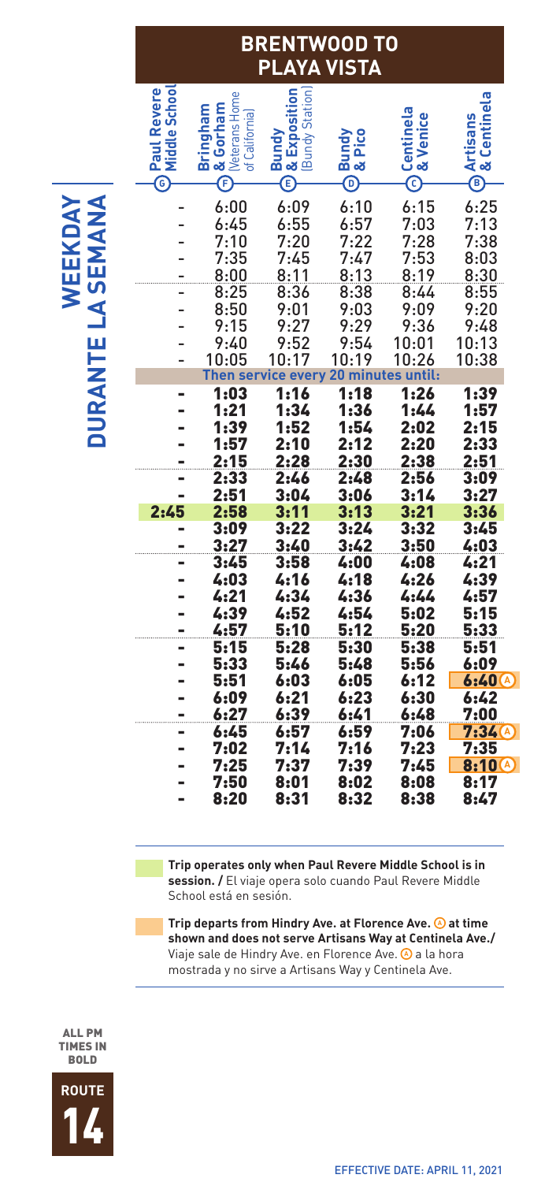# BRENTWOOD TO PLAYA VISTA

## WEEKDAY / DURANTE LA SEMANA

| Paul Revere Middle School (G) | Bringham & Gorham (Veterans Home of California) (F) | Bundy & Exposition (Bundy Station) (E) | Bundy & Pico (D) | Centinela & Venice (C) | Artisans & Centinela (B) |
|---|---|---|---|---|---|
| - | 6:00 | 6:09 | 6:10 | 6:15 | 6:25 |
| - | 6:45 | 6:55 | 6:57 | 7:03 | 7:13 |
| - | 7:10 | 7:20 | 7:22 | 7:28 | 7:38 |
| - | 7:35 | 7:45 | 7:47 | 7:53 | 8:03 |
| - | 8:00 | 8:11 | 8:13 | 8:19 | 8:30 |
| - | 8:25 | 8:36 | 8:38 | 8:44 | 8:55 |
| - | 8:50 | 9:01 | 9:03 | 9:09 | 9:20 |
| - | 9:15 | 9:27 | 9:29 | 9:36 | 9:48 |
| - | 9:40 | 9:52 | 9:54 | 10:01 | 10:13 |
| - | 10:05 | 10:17 | 10:19 | 10:26 | 10:38 |
| Then service every 20 minutes until: | | | | | |
| - | **1:03** | **1:16** | **1:18** | **1:26** | **1:39** |
| - | **1:21** | **1:34** | **1:36** | **1:44** | **1:57** |
| - | **1:39** | **1:52** | **1:54** | **2:02** | **2:15** |
| - | **1:57** | **2:10** | **2:12** | **2:20** | **2:33** |
| - | **2:15** | **2:28** | **2:30** | **2:38** | **2:51** |
| - | **2:33** | **2:46** | **2:48** | **2:56** | **3:09** |
| - | **2:51** | **3:04** | **3:06** | **3:14** | **3:27** |
| **2:45** | **2:58** | **3:11** | **3:13** | **3:21** | **3:36** |
| - | **3:09** | **3:22** | **3:24** | **3:32** | **3:45** |
| - | **3:27** | **3:40** | **3:42** | **3:50** | **4:03** |
| - | **3:45** | **3:58** | **4:00** | **4:08** | **4:21** |
| - | **4:03** | **4:16** | **4:18** | **4:26** | **4:39** |
| - | **4:21** | **4:34** | **4:36** | **4:44** | **4:57** |
| - | **4:39** | **4:52** | **4:54** | **5:02** | **5:15** |
| - | **4:57** | **5:10** | **5:12** | **5:20** | **5:33** |
| - | **5:15** | **5:28** | **5:30** | **5:38** | **5:51** |
| - | **5:33** | **5:46** | **5:48** | **5:56** | **6:09** |
| - | **5:51** | **6:03** | **6:05** | **6:12** | **6:40** (A) |
| - | **6:09** | **6:21** | **6:23** | **6:30** | **6:42** |
| - | **6:27** | **6:39** | **6:41** | **6:48** | **7:00** |
| - | **6:45** | **6:57** | **6:59** | **7:06** | **7:34** (A) |
| - | **7:02** | **7:14** | **7:16** | **7:23** | **7:35** |
| - | **7:25** | **7:37** | **7:39** | **7:45** | **8:10** (A) |
| - | **7:50** | **8:01** | **8:02** | **8:08** | **8:17** |
| - | **8:20** | **8:31** | **8:32** | **8:38** | **8:47** |

**Trip operates only when Paul Revere Middle School is in session. /** El viaje opera solo cuando Paul Revere Middle School está en sesión.

**Trip departs from Hindry Ave. at Florence Ave. (A) at time shown and does not serve Artisans Way at Centinela Ave./** Viaje sale de Hindry Ave. en Florence Ave. (A) a la hora mostrada y no sirve a Artisans Way y Centinela Ave.

ALL PM TIMES IN BOLD

ROUTE 14

EFFECTIVE DATE: APRIL 11, 2021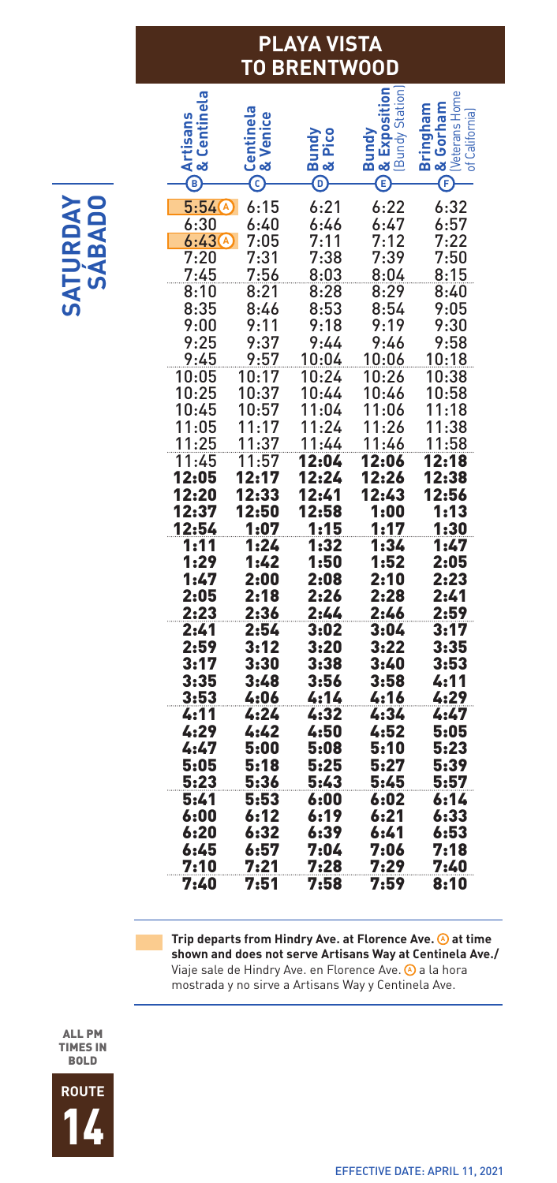## PLAYA VISTA TO BRENTWOOD

**SATURDAY SÁBADO**

| Artisans & Centinela (B) | Centinela & Venice (C) | Bundy & Pico (D) | Bundy & Exposition [Bundy Station] (E) | Bringham & Gorham [Veterans Home of California] (F) |
|---|---|---|---|---|
| 5:54 (A) | 6:15 | 6:21 | 6:22 | 6:32 |
| 6:30 | 6:40 | 6:46 | 6:47 | 6:57 |
| 6:43 (A) | 7:05 | 7:11 | 7:12 | 7:22 |
| 7:20 | 7:31 | 7:38 | 7:39 | 7:50 |
| 7:45 | 7:56 | 8:03 | 8:04 | 8:15 |
| 8:10 | 8:21 | 8:28 | 8:29 | 8:40 |
| 8:35 | 8:46 | 8:53 | 8:54 | 9:05 |
| 9:00 | 9:11 | 9:18 | 9:19 | 9:30 |
| 9:25 | 9:37 | 9:44 | 9:46 | 9:58 |
| 9:45 | 9:57 | 10:04 | 10:06 | 10:18 |
| 10:05 | 10:17 | 10:24 | 10:26 | 10:38 |
| 10:25 | 10:37 | 10:44 | 10:46 | 10:58 |
| 10:45 | 10:57 | 11:04 | 11:06 | 11:18 |
| 11:05 | 11:17 | 11:24 | 11:26 | 11:38 |
| 11:25 | 11:37 | 11:44 | 11:46 | 11:58 |
| 11:45 | 11:57 | **12:04** | **12:06** | **12:18** |
| **12:05** | **12:17** | **12:24** | **12:26** | **12:38** |
| **12:20** | **12:33** | **12:41** | **12:43** | **12:56** |
| **12:37** | **12:50** | **12:58** | **1:00** | **1:13** |
| **12:54** | **1:07** | **1:15** | **1:17** | **1:30** |
| **1:11** | **1:24** | **1:32** | **1:34** | **1:47** |
| **1:29** | **1:42** | **1:50** | **1:52** | **2:05** |
| **1:47** | **2:00** | **2:08** | **2:10** | **2:23** |
| **2:05** | **2:18** | **2:26** | **2:28** | **2:41** |
| **2:23** | **2:36** | **2:44** | **2:46** | **2:59** |
| **2:41** | **2:54** | **3:02** | **3:04** | **3:17** |
| **2:59** | **3:12** | **3:20** | **3:22** | **3:35** |
| **3:17** | **3:30** | **3:38** | **3:40** | **3:53** |
| **3:35** | **3:48** | **3:56** | **3:58** | **4:11** |
| **3:53** | **4:06** | **4:14** | **4:16** | **4:29** |
| **4:11** | **4:24** | **4:32** | **4:34** | **4:47** |
| **4:29** | **4:42** | **4:50** | **4:52** | **5:05** |
| **4:47** | **5:00** | **5:08** | **5:10** | **5:23** |
| **5:05** | **5:18** | **5:25** | **5:27** | **5:39** |
| **5:23** | **5:36** | **5:43** | **5:45** | **5:57** |
| **5:41** | **5:53** | **6:00** | **6:02** | **6:14** |
| **6:00** | **6:12** | **6:19** | **6:21** | **6:33** |
| **6:20** | **6:32** | **6:39** | **6:41** | **6:53** |
| **6:45** | **6:57** | **7:04** | **7:06** | **7:18** |
| **7:10** | **7:21** | **7:28** | **7:29** | **7:40** |
| **7:40** | **7:51** | **7:58** | **7:59** | **8:10** |

**Trip departs from Hindry Ave. at Florence Ave. (A) at time shown and does not serve Artisans Way at Centinela Ave./** Viaje sale de Hindry Ave. en Florence Ave. (A) a la hora mostrada y no sirve a Artisans Way y Centinela Ave.

ALL PM TIMES IN BOLD

ROUTE 14

EFFECTIVE DATE: APRIL 11, 2021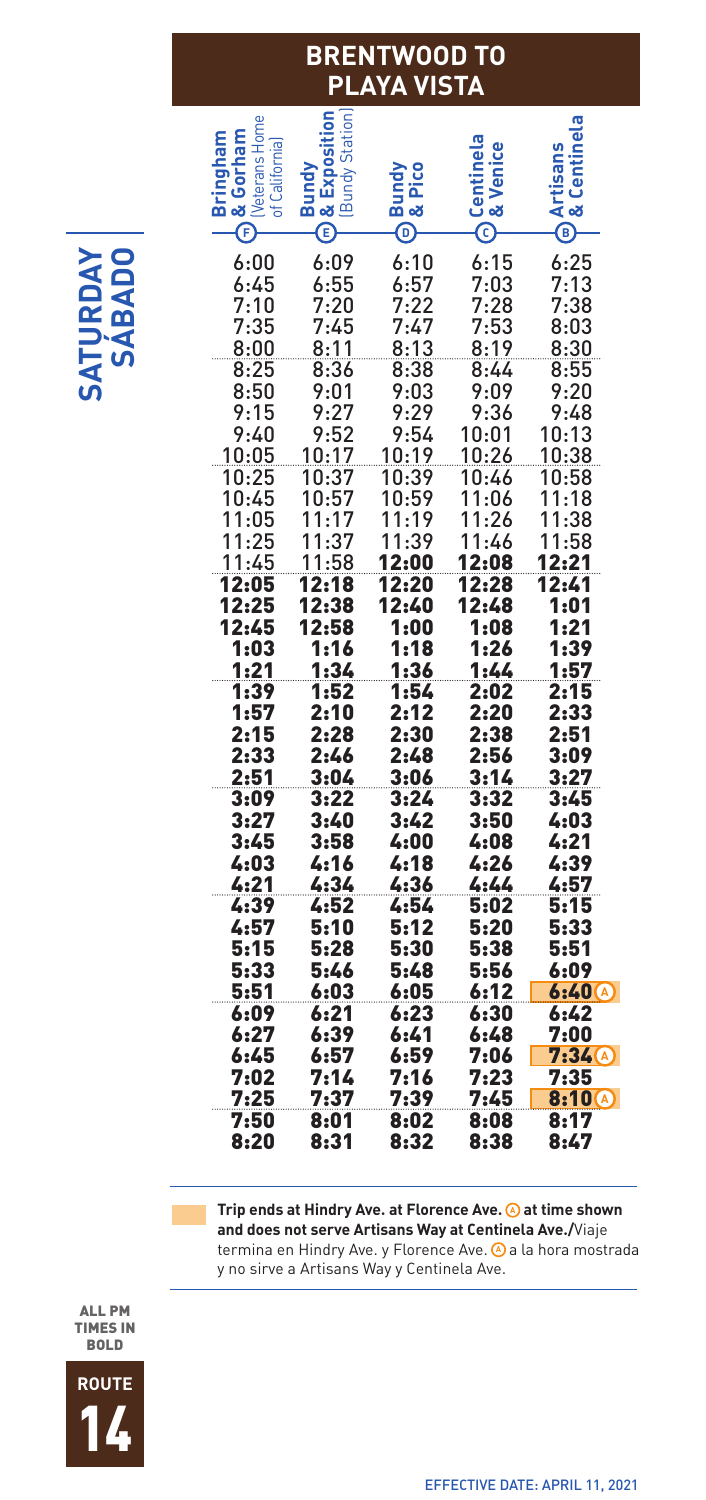# BRENTWOOD TO PLAYA VISTA

**SATURDAY SÁBADO**

| Bringham & Gorham (Veterans Home of California) (F) | Bundy & Exposition (Bundy Station) (E) | Bundy & Pico (D) | Centinela & Venice (C) | Artisans & Centinela (B) |
|---|---|---|---|---|
| 6:00 | 6:09 | 6:10 | 6:15 | 6:25 |
| 6:45 | 6:55 | 6:57 | 7:03 | 7:13 |
| 7:10 | 7:20 | 7:22 | 7:28 | 7:38 |
| 7:35 | 7:45 | 7:47 | 7:53 | 8:03 |
| 8:00 | 8:11 | 8:13 | 8:19 | 8:30 |
| 8:25 | 8:36 | 8:38 | 8:44 | 8:55 |
| 8:50 | 9:01 | 9:03 | 9:09 | 9:20 |
| 9:15 | 9:27 | 9:29 | 9:36 | 9:48 |
| 9:40 | 9:52 | 9:54 | 10:01 | 10:13 |
| 10:05 | 10:17 | 10:19 | 10:26 | 10:38 |
| 10:25 | 10:37 | 10:39 | 10:46 | 10:58 |
| 10:45 | 10:57 | 10:59 | 11:06 | 11:18 |
| 11:05 | 11:17 | 11:19 | 11:26 | 11:38 |
| 11:25 | 11:37 | 11:39 | 11:46 | 11:58 |
| 11:45 | 11:58 | **12:00** | **12:08** | **12:21** |
| **12:05** | **12:18** | **12:20** | **12:28** | **12:41** |
| **12:25** | **12:38** | **12:40** | **12:48** | **1:01** |
| **12:45** | **12:58** | **1:00** | **1:08** | **1:21** |
| **1:03** | **1:16** | **1:18** | **1:26** | **1:39** |
| **1:21** | **1:34** | **1:36** | **1:44** | **1:57** |
| **1:39** | **1:52** | **1:54** | **2:02** | **2:15** |
| **1:57** | **2:10** | **2:12** | **2:20** | **2:33** |
| **2:15** | **2:28** | **2:30** | **2:38** | **2:51** |
| **2:33** | **2:46** | **2:48** | **2:56** | **3:09** |
| **2:51** | **3:04** | **3:06** | **3:14** | **3:27** |
| **3:09** | **3:22** | **3:24** | **3:32** | **3:45** |
| **3:27** | **3:40** | **3:42** | **3:50** | **4:03** |
| **3:45** | **3:58** | **4:00** | **4:08** | **4:21** |
| **4:03** | **4:16** | **4:18** | **4:26** | **4:39** |
| **4:21** | **4:34** | **4:36** | **4:44** | **4:57** |
| **4:39** | **4:52** | **4:54** | **5:02** | **5:15** |
| **4:57** | **5:10** | **5:12** | **5:20** | **5:33** |
| **5:15** | **5:28** | **5:30** | **5:38** | **5:51** |
| **5:33** | **5:46** | **5:48** | **5:56** | **6:09** |
| **5:51** | **6:03** | **6:05** | **6:12** | **6:40** (A) |
| **6:09** | **6:21** | **6:23** | **6:30** | **6:42** |
| **6:27** | **6:39** | **6:41** | **6:48** | **7:00** |
| **6:45** | **6:57** | **6:59** | **7:06** | **7:34** (A) |
| **7:02** | **7:14** | **7:16** | **7:23** | **7:35** |
| **7:25** | **7:37** | **7:39** | **7:45** | **8:10** (A) |
| **7:50** | **8:01** | **8:02** | **8:08** | **8:17** |
| **8:20** | **8:31** | **8:32** | **8:38** | **8:47** |

**Trip ends at Hindry Ave. at Florence Ave. (A) at time shown and does not serve Artisans Way at Centinela Ave./**Viaje termina en Hindry Ave. y Florence Ave. (A) a la hora mostrada y no sirve a Artisans Way y Centinela Ave.

ALL PM TIMES IN BOLD

ROUTE 14

EFFECTIVE DATE: APRIL 11, 2021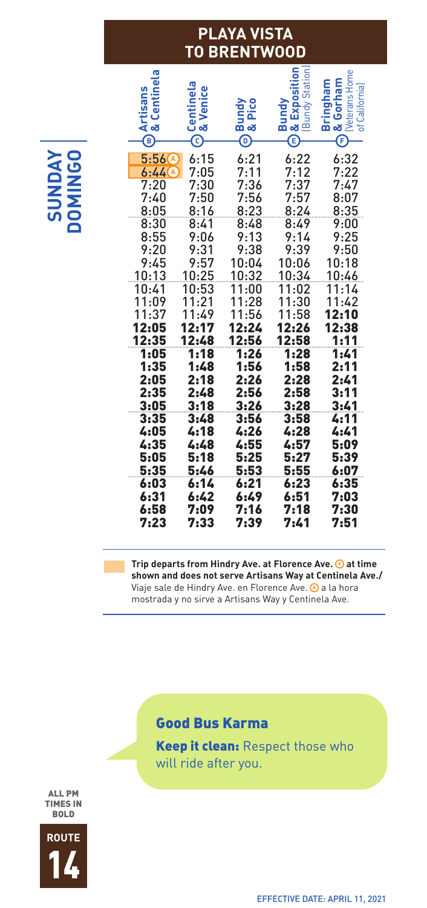# PLAYA VISTA TO BRENTWOOD

**SUNDAY DOMINGO**

| Artisans & Centinela (B) | Centinela & Venice (C) | Bundy & Pico (D) | Bundy & Exposition [Bundy Station] (E) | Bringham & Gorham [Veterans Home of California] (F) |
|---|---|---|---|---|
| 5:56 (A) | 6:15 | 6:21 | 6:22 | 6:32 |
| 6:44 (A) | 7:05 | 7:11 | 7:12 | 7:22 |
| 7:20 | 7:30 | 7:36 | 7:37 | 7:47 |
| 7:40 | 7:50 | 7:56 | 7:57 | 8:07 |
| 8:05 | 8:16 | 8:23 | 8:24 | 8:35 |
| 8:30 | 8:41 | 8:48 | 8:49 | 9:00 |
| 8:55 | 9:06 | 9:13 | 9:14 | 9:25 |
| 9:20 | 9:31 | 9:38 | 9:39 | 9:50 |
| 9:45 | 9:57 | 10:04 | 10:06 | 10:18 |
| 10:13 | 10:25 | 10:32 | 10:34 | 10:46 |
| 10:41 | 10:53 | 11:00 | 11:02 | 11:14 |
| 11:09 | 11:21 | 11:28 | 11:30 | 11:42 |
| 11:37 | 11:49 | 11:56 | 11:58 | **12:10** |
| **12:05** | **12:17** | **12:24** | **12:26** | **12:38** |
| **12:35** | **12:48** | **12:56** | **12:58** | **1:11** |
| **1:05** | **1:18** | **1:26** | **1:28** | **1:41** |
| **1:35** | **1:48** | **1:56** | **1:58** | **2:11** |
| **2:05** | **2:18** | **2:26** | **2:28** | **2:41** |
| **2:35** | **2:48** | **2:56** | **2:58** | **3:11** |
| **3:05** | **3:18** | **3:26** | **3:28** | **3:41** |
| **3:35** | **3:48** | **3:56** | **3:58** | **4:11** |
| **4:05** | **4:18** | **4:26** | **4:28** | **4:41** |
| **4:35** | **4:48** | **4:55** | **4:57** | **5:09** |
| **5:05** | **5:18** | **5:25** | **5:27** | **5:39** |
| **5:35** | **5:46** | **5:53** | **5:55** | **6:07** |
| **6:03** | **6:14** | **6:21** | **6:23** | **6:35** |
| **6:31** | **6:42** | **6:49** | **6:51** | **7:03** |
| **6:58** | **7:09** | **7:16** | **7:18** | **7:30** |
| **7:23** | **7:33** | **7:39** | **7:41** | **7:51** |

**Trip departs from Hindry Ave. at Florence Ave. (A) at time shown and does not serve Artisans Way at Centinela Ave./** Viaje sale de Hindry Ave. en Florence Ave. (A) a la hora mostrada y no sirve a Artisans Way y Centinela Ave.

## Good Bus Karma

**Keep it clean:** Respect those who will ride after you.

ALL PM TIMES IN BOLD

ROUTE 14

EFFECTIVE DATE: APRIL 11, 2021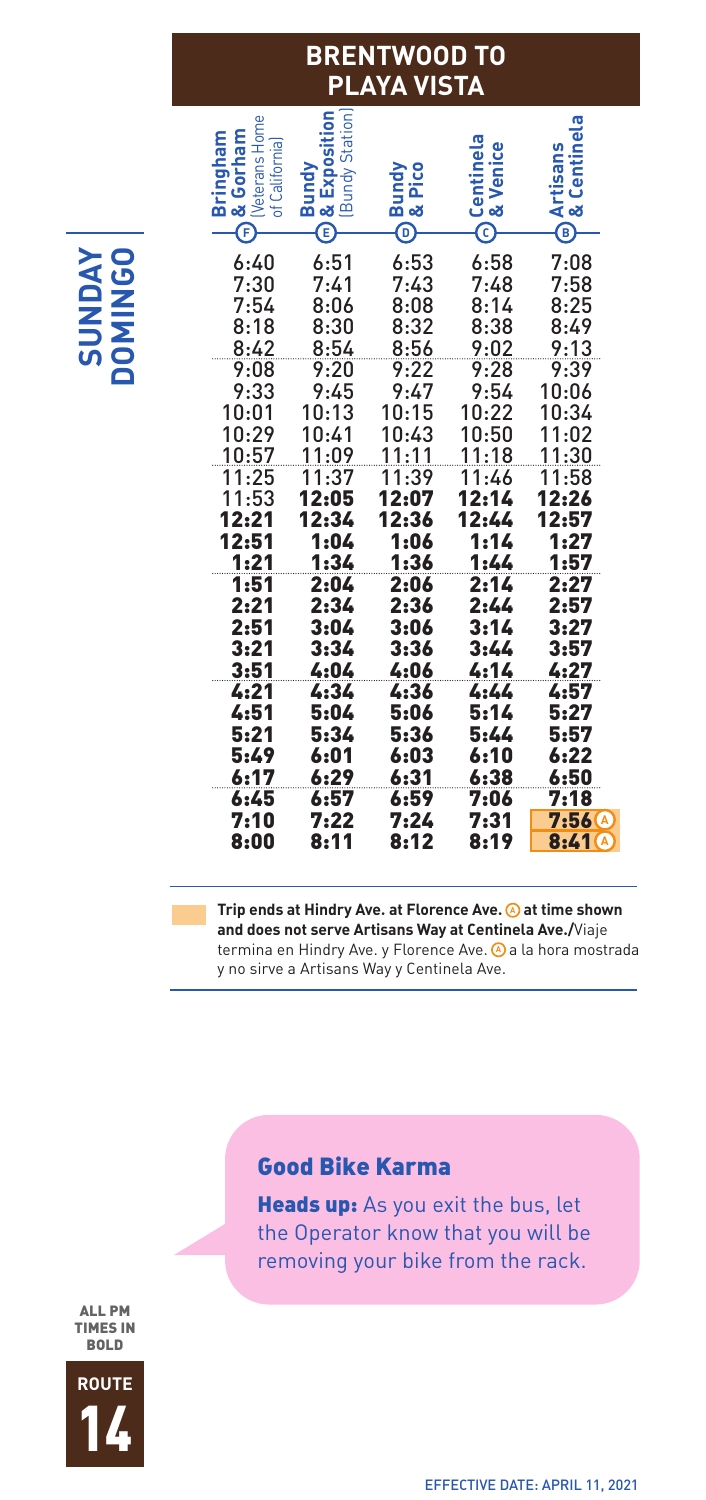# BRENTWOOD TO PLAYA VISTA

## SUNDAY DOMINGO

| Bringham & Gorham (Veterans Home of California) F | Bundy & Exposition (Bundy Station) E | Bundy & Pico D | Centinela & Venice C | Artisans & Centinela B |
|---|---|---|---|---|
| 6:40 | 6:51 | 6:53 | 6:58 | 7:08 |
| 7:30 | 7:41 | 7:43 | 7:48 | 7:58 |
| 7:54 | 8:06 | 8:08 | 8:14 | 8:25 |
| 8:18 | 8:30 | 8:32 | 8:38 | 8:49 |
| 8:42 | 8:54 | 8:56 | 9:02 | 9:13 |
| 9:08 | 9:20 | 9:22 | 9:28 | 9:39 |
| 9:33 | 9:45 | 9:47 | 9:54 | 10:06 |
| 10:01 | 10:13 | 10:15 | 10:22 | 10:34 |
| 10:29 | 10:41 | 10:43 | 10:50 | 11:02 |
| 10:57 | 11:09 | 11:11 | 11:18 | 11:30 |
| 11:25 | 11:37 | 11:39 | 11:46 | 11:58 |
| 11:53 | **12:05** | **12:07** | **12:14** | **12:26** |
| **12:21** | **12:34** | **12:36** | **12:44** | **12:57** |
| **12:51** | **1:04** | **1:06** | **1:14** | **1:27** |
| **1:21** | **1:34** | **1:36** | **1:44** | **1:57** |
| **1:51** | **2:04** | **2:06** | **2:14** | **2:27** |
| **2:21** | **2:34** | **2:36** | **2:44** | **2:57** |
| **2:51** | **3:04** | **3:06** | **3:14** | **3:27** |
| **3:21** | **3:34** | **3:36** | **3:44** | **3:57** |
| **3:51** | **4:04** | **4:06** | **4:14** | **4:27** |
| **4:21** | **4:34** | **4:36** | **4:44** | **4:57** |
| **4:51** | **5:04** | **5:06** | **5:14** | **5:27** |
| **5:21** | **5:34** | **5:36** | **5:44** | **5:57** |
| **5:49** | **6:01** | **6:03** | **6:10** | **6:22** |
| **6:17** | **6:29** | **6:31** | **6:38** | **6:50** |
| **6:45** | **6:57** | **6:59** | **7:06** | **7:18** |
| **7:10** | **7:22** | **7:24** | **7:31** | **7:56** A |
| **8:00** | **8:11** | **8:12** | **8:19** | **8:41** A |

**Trip ends at Hindry Ave. at Florence Ave. A at time shown and does not serve Artisans Way at Centinela Ave./**Viaje termina en Hindry Ave. y Florence Ave. A a la hora mostrada y no sirve a Artisans Way y Centinela Ave.

### Good Bike Karma

**Heads up:** As you exit the bus, let the Operator know that you will be removing your bike from the rack.

ALL PM TIMES IN BOLD

ROUTE 14

EFFECTIVE DATE: APRIL 11, 2021